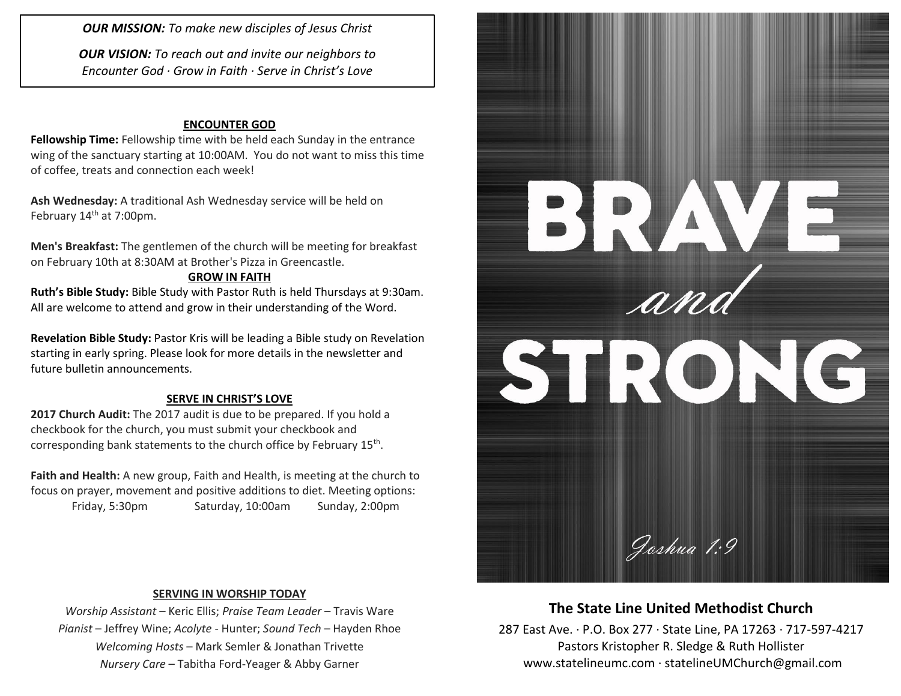***OUR MISSION:*** *To make new disciples of Jesus Christ*

***OUR VISION:*** *To reach out and invite our neighbors to Encounter God · Grow in Faith · Serve in Christ's Love*

## ENCOUNTER GOD

**Fellowship Time:** Fellowship time with be held each Sunday in the entrance wing of the sanctuary starting at 10:00AM. You do not want to miss this time of coffee, treats and connection each week!

**Ash Wednesday:** A traditional Ash Wednesday service will be held on February 14th at 7:00pm.

**Men's Breakfast:** The gentlemen of the church will be meeting for breakfast on February 10th at 8:30AM at Brother's Pizza in Greencastle.

## GROW IN FAITH

**Ruth's Bible Study:** Bible Study with Pastor Ruth is held Thursdays at 9:30am. All are welcome to attend and grow in their understanding of the Word.

**Revelation Bible Study:** Pastor Kris will be leading a Bible study on Revelation starting in early spring. Please look for more details in the newsletter and future bulletin announcements.

## SERVE IN CHRIST'S LOVE

**2017 Church Audit:** The 2017 audit is due to be prepared. If you hold a checkbook for the church, you must submit your checkbook and corresponding bank statements to the church office by February 15th.

**Faith and Health:** A new group, Faith and Health, is meeting at the church to focus on prayer, movement and positive additions to diet. Meeting options:

Friday, 5:30pm    Saturday, 10:00am    Sunday, 2:00pm

## SERVING IN WORSHIP TODAY

*Worship Assistant* – Keric Ellis; *Praise Team Leader* – Travis Ware
*Pianist* – Jeffrey Wine; *Acolyte* - Hunter; *Sound Tech* – Hayden Rhoe
*Welcoming Hosts* – Mark Semler & Jonathan Trivette
*Nursery Care* – Tabitha Ford-Yeager & Abby Garner

# BRAVE *and* STRONG

*Joshua 1:9*

## The State Line United Methodist Church

287 East Ave. · P.O. Box 277 · State Line, PA 17263 · 717-597-4217
Pastors Kristopher R. Sledge & Ruth Hollister
www.statelineumc.com · statelineUMChurch@gmail.com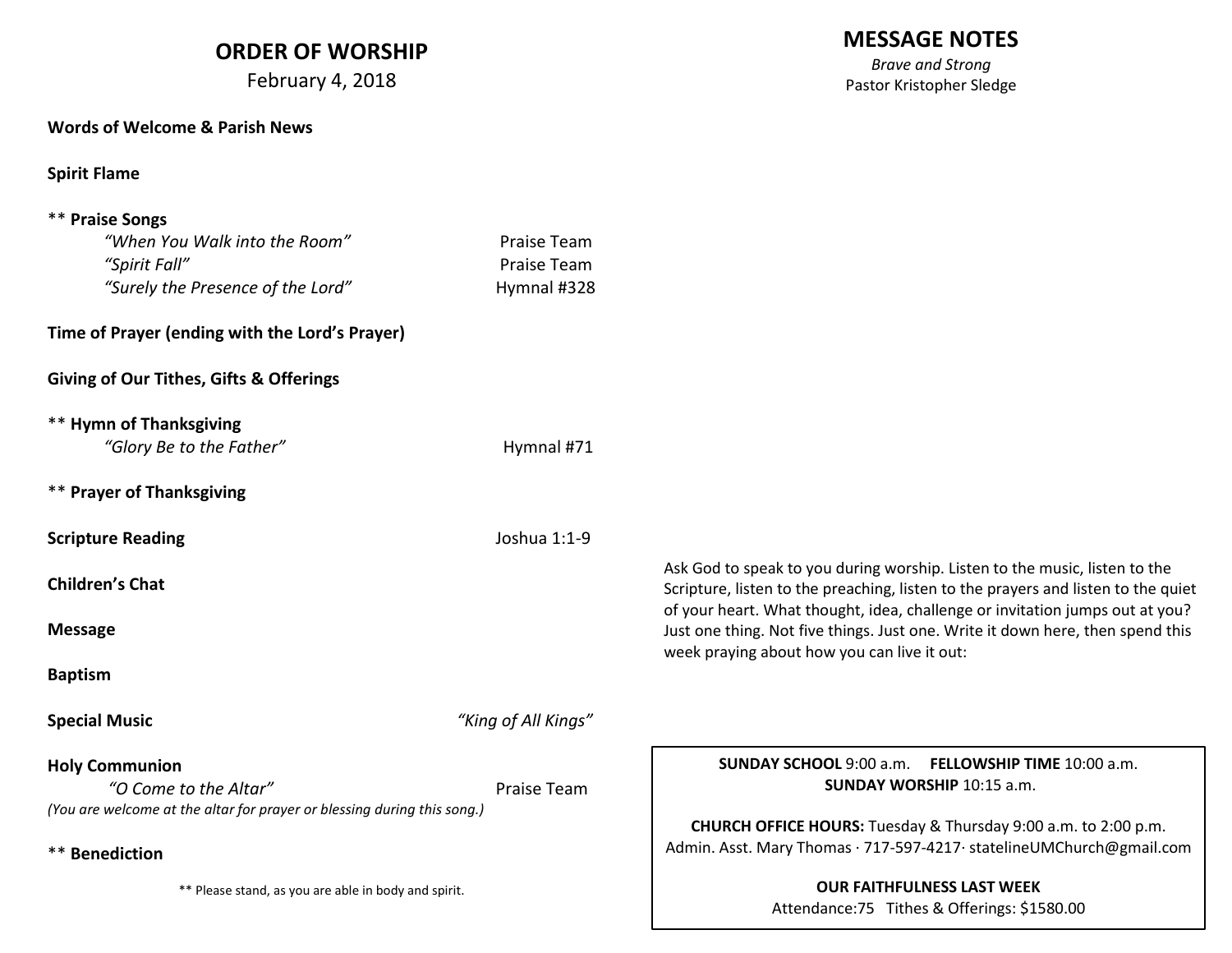## ORDER OF WORSHIP

February 4, 2018

**Words of Welcome & Parish News**

**Spirit Flame**

** **Praise Songs**

*"When You Walk into the Room"* — Praise Team
*"Spirit Fall"* — Praise Team
*"Surely the Presence of the Lord"* — Hymnal #328

**Time of Prayer (ending with the Lord's Prayer)**

**Giving of Our Tithes, Gifts & Offerings**

** **Hymn of Thanksgiving**

*"Glory Be to the Father"* — Hymnal #71

** **Prayer of Thanksgiving**

**Scripture Reading** — Joshua 1:1-9

**Children's Chat**

**Message**

**Baptism**

**Special Music** — *"King of All Kings"*

**Holy Communion**

*"O Come to the Altar"* — Praise Team

*(You are welcome at the altar for prayer or blessing during this song.)*

** **Benediction**

** Please stand, as you are able in body and spirit.

## MESSAGE NOTES

*Brave and Strong*

Pastor Kristopher Sledge

Ask God to speak to you during worship. Listen to the music, listen to the Scripture, listen to the preaching, listen to the prayers and listen to the quiet of your heart. What thought, idea, challenge or invitation jumps out at you? Just one thing. Not five things. Just one. Write it down here, then spend this week praying about how you can live it out:

**SUNDAY SCHOOL** 9:00 a.m. **FELLOWSHIP TIME** 10:00 a.m.
**SUNDAY WORSHIP** 10:15 a.m.

**CHURCH OFFICE HOURS:** Tuesday & Thursday 9:00 a.m. to 2:00 p.m.
Admin. Asst. Mary Thomas · 717-597-4217· statelineUMChurch@gmail.com

**OUR FAITHFULNESS LAST WEEK**

Attendance:75 Tithes & Offerings: $1580.00